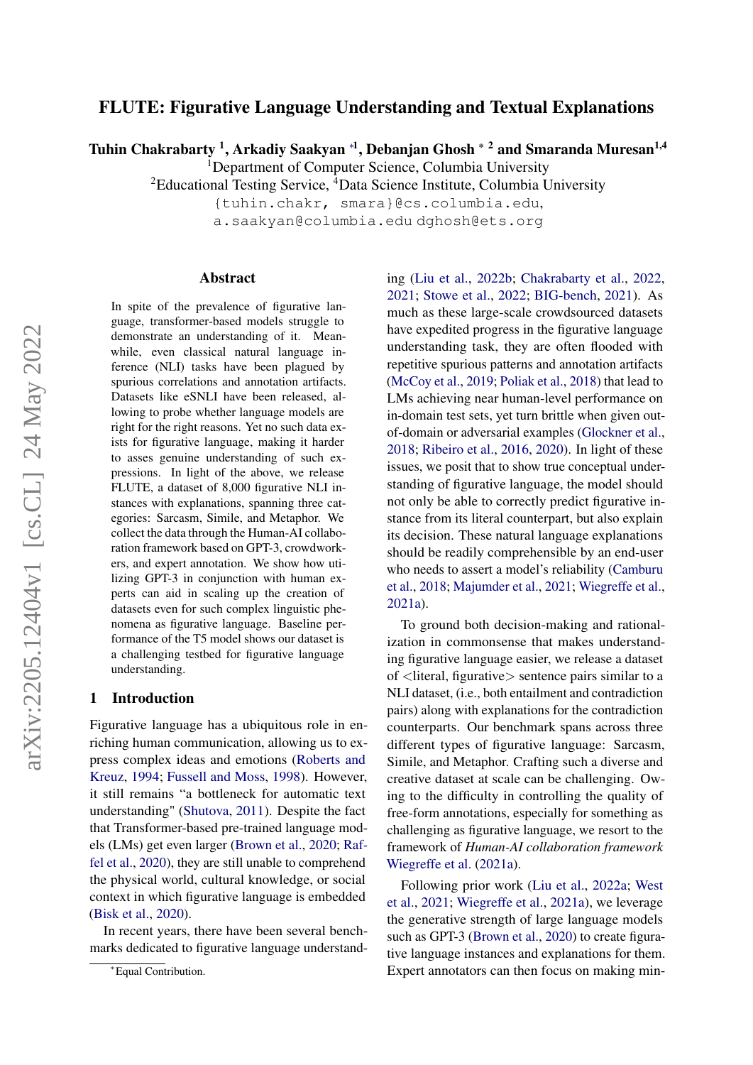# FLUTE: Figurative Language Understanding and Textual Explanations

**Tuhin Chakrabarty [1], Arkadiy Saakyan [*1], Debanjan Ghosh [* 2] and Smaranda Muresan[1,4]**

[1]Department of Computer Science, Columbia University

[2]Educational Testing Service, [4]Data Science Institute, Columbia University

{tuhin.chakr, smara}@cs.columbia.edu,
a.saakyan@columbia.edu dghosh@ets.org

## Abstract

In spite of the prevalence of figurative language, transformer-based models struggle to demonstrate an understanding of it. Meanwhile, even classical natural language inference (NLI) tasks have been plagued by spurious correlations and annotation artifacts. Datasets like eSNLI have been released, allowing to probe whether language models are right for the right reasons. Yet no such data exists for figurative language, making it harder to asses genuine understanding of such expressions. In light of the above, we release FLUTE, a dataset of 8,000 figurative NLI instances with explanations, spanning three categories: Sarcasm, Simile, and Metaphor. We collect the data through the Human-AI collaboration framework based on GPT-3, crowdworkers, and expert annotation. We show how utilizing GPT-3 in conjunction with human experts can aid in scaling up the creation of datasets even for such complex linguistic phenomena as figurative language. Baseline performance of the T5 model shows our dataset is a challenging testbed for figurative language understanding.

## 1 Introduction

Figurative language has a ubiquitous role in enriching human communication, allowing us to express complex ideas and emotions (Roberts and Kreuz, 1994; Fussell and Moss, 1998). However, it still remains "a bottleneck for automatic text understanding" (Shutova, 2011). Despite the fact that Transformer-based pre-trained language models (LMs) get even larger (Brown et al., 2020; Raffel et al., 2020), they are still unable to comprehend the physical world, cultural knowledge, or social context in which figurative language is embedded (Bisk et al., 2020).

In recent years, there have been several benchmarks dedicated to figurative language understanding (Liu et al., 2022b; Chakrabarty et al., 2022, 2021; Stowe et al., 2022; BIG-bench, 2021). As much as these large-scale crowdsourced datasets have expedited progress in the figurative language understanding task, they are often flooded with repetitive spurious patterns and annotation artifacts (McCoy et al., 2019; Poliak et al., 2018) that lead to LMs achieving near human-level performance on in-domain test sets, yet turn brittle when given out-of-domain or adversarial examples (Glockner et al., 2018; Ribeiro et al., 2016, 2020). In light of these issues, we posit that to show true conceptual understanding of figurative language, the model should not only be able to correctly predict figurative instance from its literal counterpart, but also explain its decision. These natural language explanations should be readily comprehensible by an end-user who needs to assert a model's reliability (Camburu et al., 2018; Majumder et al., 2021; Wiegreffe et al., 2021a).

To ground both decision-making and rationalization in commonsense that makes understanding figurative language easier, we release a dataset of <literal, figurative> sentence pairs similar to a NLI dataset, (i.e., both entailment and contradiction pairs) along with explanations for the contradiction counterparts. Our benchmark spans across three different types of figurative language: Sarcasm, Simile, and Metaphor. Crafting such a diverse and creative dataset at scale can be challenging. Owing to the difficulty in controlling the quality of free-form annotations, especially for something as challenging as figurative language, we resort to the framework of *Human-AI collaboration framework* Wiegreffe et al. (2021a).

Following prior work (Liu et al., 2022a; West et al., 2021; Wiegreffe et al., 2021a), we leverage the generative strength of large language models such as GPT-3 (Brown et al., 2020) to create figurative language instances and explanations for them. Expert annotators can then focus on making min-

*Equal Contribution.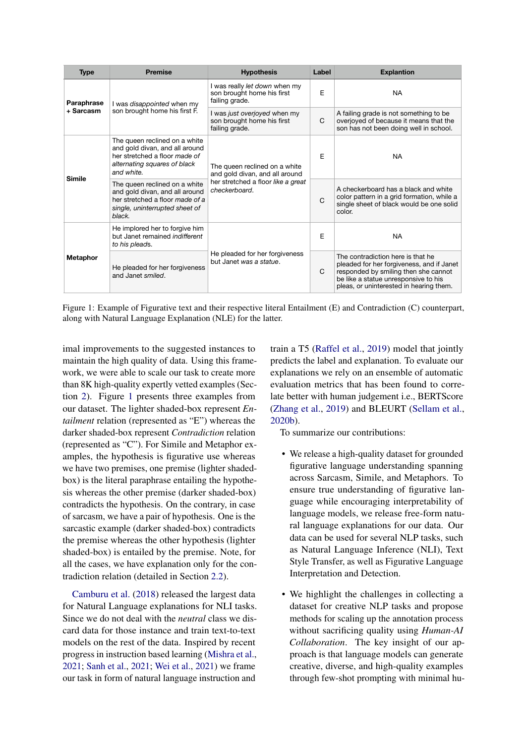| Type | Premise | Hypothesis | Label | Explantion |
|---|---|---|---|---|
| Paraphrase + Sarcasm | I was *disappointed* when my son brought home his first F. | I was really *let down* when my son brought home his first failing grade. | E | NA |
| | | I was *just overjoyed* when my son brought home his first failing grade. | C | A failing grade is not something to be overjoyed of because it means that the son has not been doing well in school. |
| Simile | The queen reclined on a white and gold divan, and all around her stretched a floor *made of alternating squares of black and white.* | The queen reclined on a white and gold divan, and all around her stretched a floor *like a great checkerboard*. | E | NA |
| | The queen reclined on a white and gold divan, and all around her stretched a floor *made of a single, uninterrupted sheet of black.* | | C | A checkerboard has a black and white color pattern in a grid formation, while a single sheet of black would be one solid color. |
| Metaphor | He implored her to forgive him but Janet remained *indifferent to his plead*s. | He pleaded for her forgiveness but Janet *was a statue*. | E | NA |
| | He pleaded for her forgiveness and Janet *smiled*. | | C | The contradiction here is that he pleaded for her forgiveness, and if Janet responded by smiling then she cannot be like a statue unresponsive to his pleas, or uninterested in hearing them. |

Figure 1: Example of Figurative text and their respective literal Entailment (E) and Contradiction (C) counterpart, along with Natural Language Explanation (NLE) for the latter.

imal improvements to the suggested instances to maintain the high quality of data. Using this framework, we were able to scale our task to create more than 8K high-quality expertly vetted examples (Section 2). Figure 1 presents three examples from our dataset. The lighter shaded-box represent *Entailment* relation (represented as "E") whereas the darker shaded-box represent *Contradiction* relation (represented as "C"). For Simile and Metaphor examples, the hypothesis is figurative use whereas we have two premises, one premise (lighter shaded-box) is the literal paraphrase entailing the hypothesis whereas the other premise (darker shaded-box) contradicts the hypothesis. On the contrary, in case of sarcasm, we have a pair of hypothesis. One is the sarcastic example (darker shaded-box) contradicts the premise whereas the other hypothesis (lighter shaded-box) is entailed by the premise. Note, for all the cases, we have explanation only for the contradiction relation (detailed in Section 2.2).

Camburu et al. (2018) released the largest data for Natural Language explanations for NLI tasks. Since we do not deal with the *neutral* class we discard data for those instance and train text-to-text models on the rest of the data. Inspired by recent progress in instruction based learning (Mishra et al., 2021; Sanh et al., 2021; Wei et al., 2021) we frame our task in form of natural language instruction and train a T5 (Raffel et al., 2019) model that jointly predicts the label and explanation. To evaluate our explanations we rely on an ensemble of automatic evaluation metrics that has been found to correlate better with human judgement i.e., BERTScore (Zhang et al., 2019) and BLEURT (Sellam et al., 2020b).

To summarize our contributions:

- We release a high-quality dataset for grounded figurative language understanding spanning across Sarcasm, Simile, and Metaphors. To ensure true understanding of figurative language while encouraging interpretability of language models, we release free-form natural language explanations for our data. Our data can be used for several NLP tasks, such as Natural Language Inference (NLI), Text Style Transfer, as well as Figurative Language Interpretation and Detection.
- We highlight the challenges in collecting a dataset for creative NLP tasks and propose methods for scaling up the annotation process without sacrificing quality using *Human-AI Collaboration*. The key insight of our approach is that language models can generate creative, diverse, and high-quality examples through few-shot prompting with minimal hu-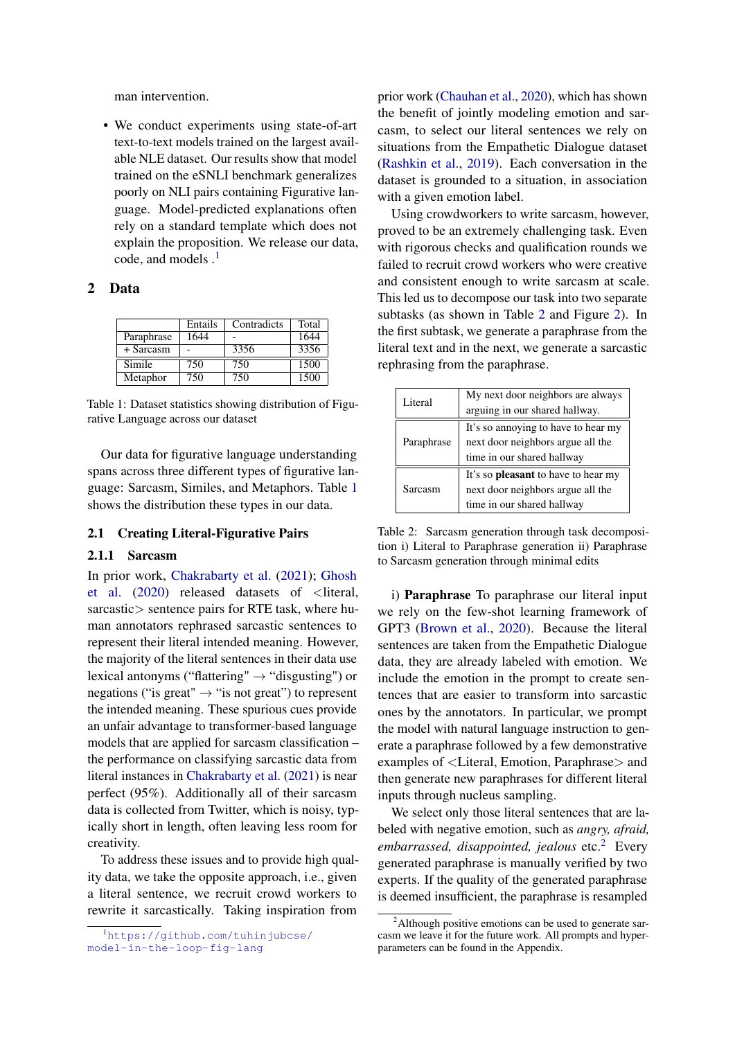man intervention.

- We conduct experiments using state-of-art text-to-text models trained on the largest available NLE dataset. Our results show that model trained on the eSNLI benchmark generalizes poorly on NLI pairs containing Figurative language. Model-predicted explanations often rely on a standard template which does not explain the proposition. We release our data, code, and models .[1]

## 2 Data

| | Entails | Contradicts | Total |
|---|---|---|---|
| Paraphrase | 1644 | - | 1644 |
| + Sarcasm | - | 3356 | 3356 |
| Simile | 750 | 750 | 1500 |
| Metaphor | 750 | 750 | 1500 |

Table 1: Dataset statistics showing distribution of Figurative Language across our dataset

Our data for figurative language understanding spans across three different types of figurative language: Sarcasm, Similes, and Metaphors. Table 1 shows the distribution these types in our data.

### 2.1 Creating Literal-Figurative Pairs

#### 2.1.1 Sarcasm

In prior work, Chakrabarty et al. (2021); Ghosh et al. (2020) released datasets of <literal, sarcastic> sentence pairs for RTE task, where human annotators rephrased sarcastic sentences to represent their literal intended meaning. However, the majority of the literal sentences in their data use lexical antonyms ("flattering" → "disgusting") or negations ("is great" → "is not great") to represent the intended meaning. These spurious cues provide an unfair advantage to transformer-based language models that are applied for sarcasm classification – the performance on classifying sarcastic data from literal instances in Chakrabarty et al. (2021) is near perfect (95%). Additionally all of their sarcasm data is collected from Twitter, which is noisy, typically short in length, often leaving less room for creativity.

To address these issues and to provide high quality data, we take the opposite approach, i.e., given a literal sentence, we recruit crowd workers to rewrite it sarcastically. Taking inspiration from prior work (Chauhan et al., 2020), which has shown the benefit of jointly modeling emotion and sarcasm, to select our literal sentences we rely on situations from the Empathetic Dialogue dataset (Rashkin et al., 2019). Each conversation in the dataset is grounded to a situation, in association with a given emotion label.

Using crowdworkers to write sarcasm, however, proved to be an extremely challenging task. Even with rigorous checks and qualification rounds we failed to recruit crowd workers who were creative and consistent enough to write sarcasm at scale. This led us to decompose our task into two separate subtasks (as shown in Table 2 and Figure 2). In the first subtask, we generate a paraphrase from the literal text and in the next, we generate a sarcastic rephrasing from the paraphrase.

| | |
|---|---|
| Literal | My next door neighbors are always arguing in our shared hallway. |
| Paraphrase | It's so annoying to have to hear my next door neighbors argue all the time in our shared hallway |
| Sarcasm | It's so **pleasant** to have to hear my next door neighbors argue all the time in our shared hallway |

Table 2: Sarcasm generation through task decomposition i) Literal to Paraphrase generation ii) Paraphrase to Sarcasm generation through minimal edits

i) **Paraphrase** To paraphrase our literal input we rely on the few-shot learning framework of GPT3 (Brown et al., 2020). Because the literal sentences are taken from the Empathetic Dialogue data, they are already labeled with emotion. We include the emotion in the prompt to create sentences that are easier to transform into sarcastic ones by the annotators. In particular, we prompt the model with natural language instruction to generate a paraphrase followed by a few demonstrative examples of <Literal, Emotion, Paraphrase> and then generate new paraphrases for different literal inputs through nucleus sampling.

We select only those literal sentences that are labeled with negative emotion, such as *angry, afraid, embarrassed, disappointed, jealous* etc.[2] Every generated paraphrase is manually verified by two experts. If the quality of the generated paraphrase is deemed insufficient, the paraphrase is resampled

[1] https://github.com/tuhinjubcse/model-in-the-loop-fig-lang

[2] Although positive emotions can be used to generate sarcasm we leave it for the future work. All prompts and hyperparameters can be found in the Appendix.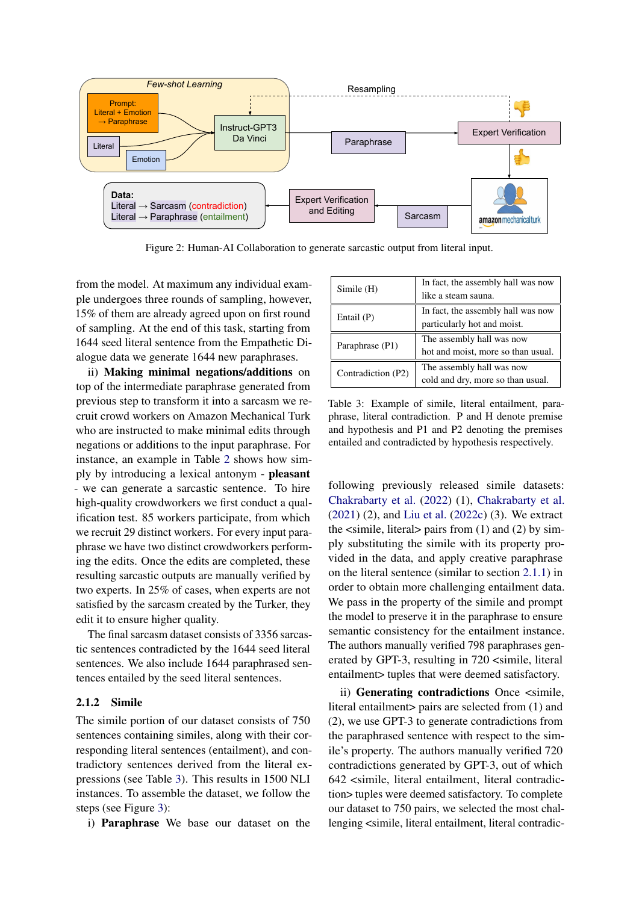Figure 2: Human-AI Collaboration to generate sarcastic output from literal input.

from the model. At maximum any individual example undergoes three rounds of sampling, however, 15% of them are already agreed upon on first round of sampling. At the end of this task, starting from 1644 seed literal sentence from the Empathetic Dialogue data we generate 1644 new paraphrases.

ii) **Making minimal negations/additions** on top of the intermediate paraphrase generated from previous step to transform it into a sarcasm we recruit crowd workers on Amazon Mechanical Turk who are instructed to make minimal edits through negations or additions to the input paraphrase. For instance, an example in Table 2 shows how simply by introducing a lexical antonym - **pleasant** - we can generate a sarcastic sentence. To hire high-quality crowdworkers we first conduct a qualification test. 85 workers participate, from which we recruit 29 distinct workers. For every input paraphrase we have two distinct crowdworkers performing the edits. Once the edits are completed, these resulting sarcastic outputs are manually verified by two experts. In 25% of cases, when experts are not satisfied by the sarcasm created by the Turker, they edit it to ensure higher quality.

The final sarcasm dataset consists of 3356 sarcastic sentences contradicted by the 1644 seed literal sentences. We also include 1644 paraphrased sentences entailed by the seed literal sentences.

### 2.1.2 Simile

The simile portion of our dataset consists of 750 sentences containing similes, along with their corresponding literal sentences (entailment), and contradictory sentences derived from the literal expressions (see Table 3). This results in 1500 NLI instances. To assemble the dataset, we follow the steps (see Figure 3):

i) **Paraphrase** We base our dataset on the

| Simile (H) | In fact, the assembly hall was now like a steam sauna. |
|---|---|
| Entail (P) | In fact, the assembly hall was now particularly hot and moist. |
| Paraphrase (P1) | The assembly hall was now hot and moist, more so than usual. |
| Contradiction (P2) | The assembly hall was now cold and dry, more so than usual. |

Table 3: Example of simile, literal entailment, paraphrase, literal contradiction. P and H denote premise and hypothesis and P1 and P2 denoting the premises entailed and contradicted by hypothesis respectively.

following previously released simile datasets: Chakrabarty et al. (2022) (1), Chakrabarty et al. (2021) (2), and Liu et al. (2022c) (3). We extract the <simile, literal> pairs from (1) and (2) by simply substituting the simile with its property provided in the data, and apply creative paraphrase on the literal sentence (similar to section 2.1.1) in order to obtain more challenging entailment data. We pass in the property of the simile and prompt the model to preserve it in the paraphrase to ensure semantic consistency for the entailment instance. The authors manually verified 798 paraphrases generated by GPT-3, resulting in 720 <simile, literal entailment> tuples that were deemed satisfactory.

ii) **Generating contradictions** Once <simile, literal entailment> pairs are selected from (1) and (2), we use GPT-3 to generate contradictions from the paraphrased sentence with respect to the simile's property. The authors manually verified 720 contradictions generated by GPT-3, out of which 642 <simile, literal entailment, literal contradiction> tuples were deemed satisfactory. To complete our dataset to 750 pairs, we selected the most challenging <simile, literal entailment, literal contradic-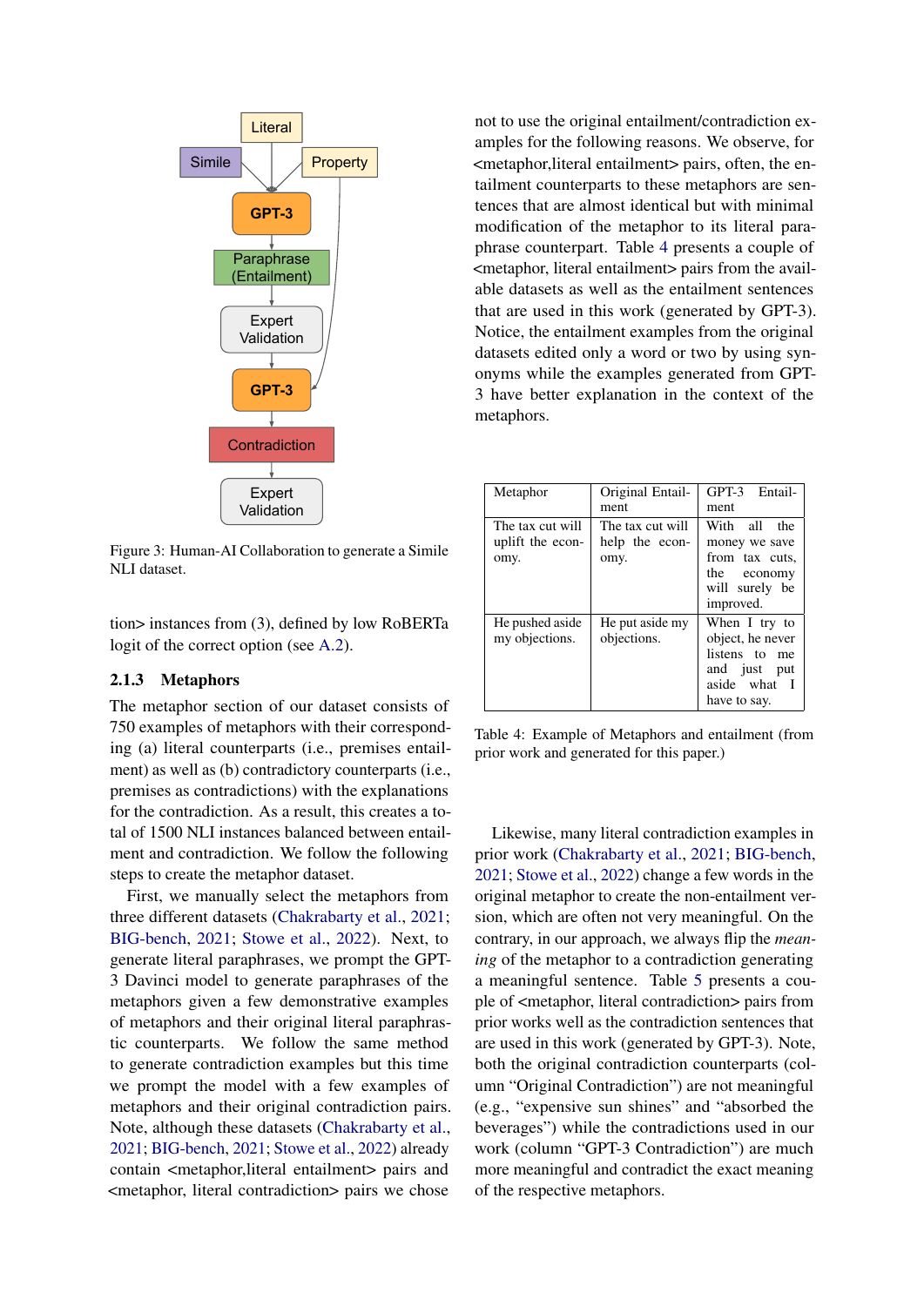Figure 3: Human-AI Collaboration to generate a Simile NLI dataset.

tion> instances from (3), defined by low RoBERTa logit of the correct option (see A.2).

### 2.1.3 Metaphors

The metaphor section of our dataset consists of 750 examples of metaphors with their corresponding (a) literal counterparts (i.e., premises entailment) as well as (b) contradictory counterparts (i.e., premises as contradictions) with the explanations for the contradiction. As a result, this creates a total of 1500 NLI instances balanced between entailment and contradiction. We follow the following steps to create the metaphor dataset.

First, we manually select the metaphors from three different datasets (Chakrabarty et al., 2021; BIG-bench, 2021; Stowe et al., 2022). Next, to generate literal paraphrases, we prompt the GPT-3 Davinci model to generate paraphrases of the metaphors given a few demonstrative examples of metaphors and their original literal paraphrastic counterparts. We follow the same method to generate contradiction examples but this time we prompt the model with a few examples of metaphors and their original contradiction pairs. Note, although these datasets (Chakrabarty et al., 2021; BIG-bench, 2021; Stowe et al., 2022) already contain <metaphor,literal entailment> pairs and <metaphor, literal contradiction> pairs we chose not to use the original entailment/contradiction examples for the following reasons. We observe, for <metaphor,literal entailment> pairs, often, the entailment counterparts to these metaphors are sentences that are almost identical but with minimal modification of the metaphor to its literal paraphrase counterpart. Table 4 presents a couple of <metaphor, literal entailment> pairs from the available datasets as well as the entailment sentences that are used in this work (generated by GPT-3). Notice, the entailment examples from the original datasets edited only a word or two by using synonyms while the examples generated from GPT-3 have better explanation in the context of the metaphors.

| Metaphor | Original Entailment | GPT-3 Entailment |
|---|---|---|
| The tax cut will uplift the economy. | The tax cut will help the economy. | With all the money we save from tax cuts, the economy will surely be improved. |
| He pushed aside my objections. | He put aside my objections. | When I try to object, he never listens to me and just put aside what I have to say. |

Table 4: Example of Metaphors and entailment (from prior work and generated for this paper.)

Likewise, many literal contradiction examples in prior work (Chakrabarty et al., 2021; BIG-bench, 2021; Stowe et al., 2022) change a few words in the original metaphor to create the non-entailment version, which are often not very meaningful. On the contrary, in our approach, we always flip the *meaning* of the metaphor to a contradiction generating a meaningful sentence. Table 5 presents a couple of <metaphor, literal contradiction> pairs from prior works well as the contradiction sentences that are used in this work (generated by GPT-3). Note, both the original contradiction counterparts (column "Original Contradiction") are not meaningful (e.g., "expensive sun shines" and "absorbed the beverages") while the contradictions used in our work (column "GPT-3 Contradiction") are much more meaningful and contradict the exact meaning of the respective metaphors.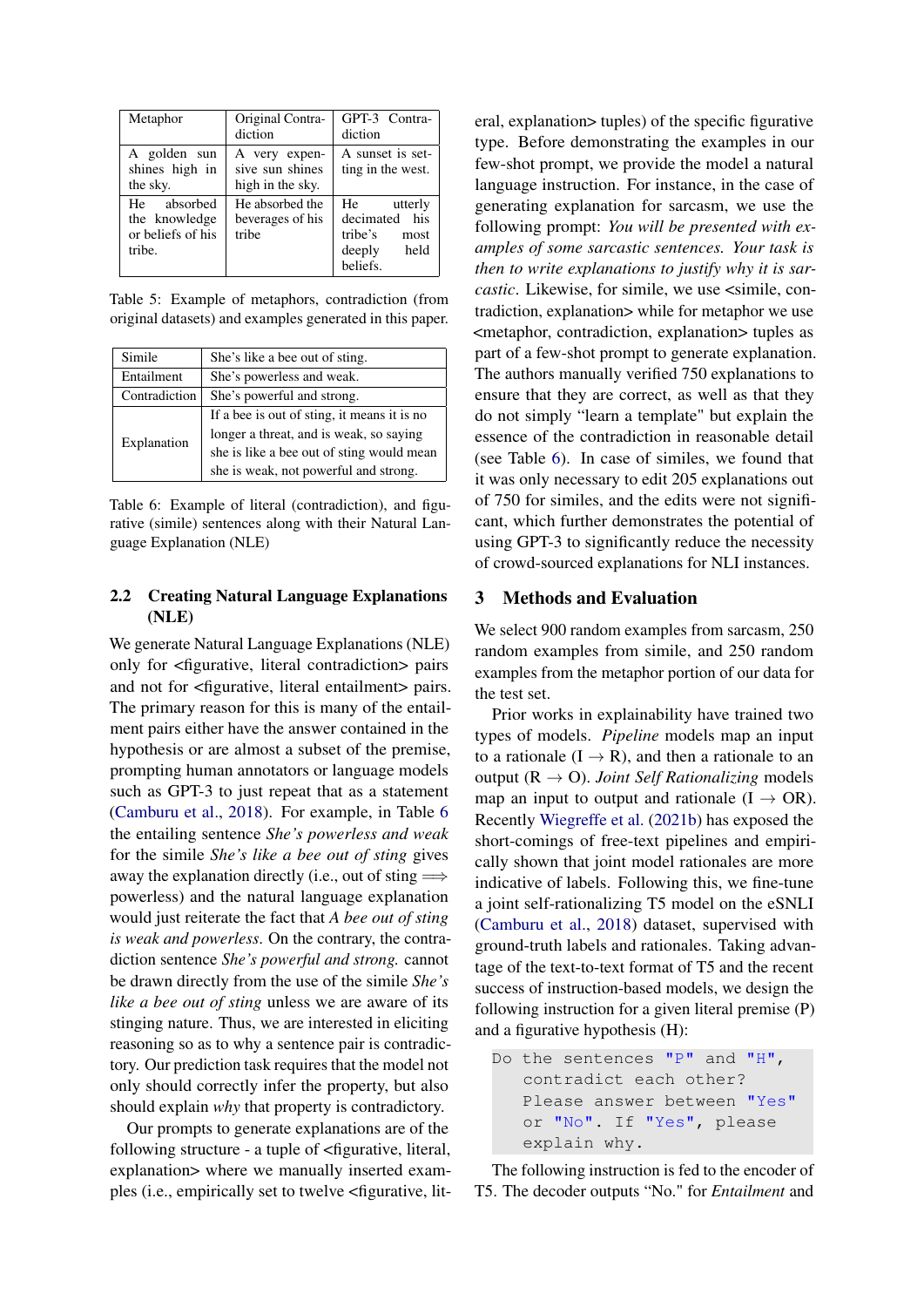| Metaphor | Original Contradiction | GPT-3 Contradiction |
|---|---|---|
| A golden sun shines high in the sky. | A very expensive sun shines high in the sky. | A sunset is setting in the west. |
| He absorbed the knowledge or beliefs of his tribe. | He absorbed the beverages of his tribe | He utterly decimated his tribe's most deeply held beliefs. |

Table 5: Example of metaphors, contradiction (from original datasets) and examples generated in this paper.

| | |
|---|---|
| Simile | She's like a bee out of sting. |
| Entailment | She's powerless and weak. |
| Contradiction | She's powerful and strong. |
| Explanation | If a bee is out of sting, it means it is no longer a threat, and is weak, so saying she is like a bee out of sting would mean she is weak, not powerful and strong. |

Table 6: Example of literal (contradiction), and figurative (simile) sentences along with their Natural Language Explanation (NLE)

## 2.2 Creating Natural Language Explanations (NLE)

We generate Natural Language Explanations (NLE) only for <figurative, literal contradiction> pairs and not for <figurative, literal entailment> pairs. The primary reason for this is many of the entailment pairs either have the answer contained in the hypothesis or are almost a subset of the premise, prompting human annotators or language models such as GPT-3 to just repeat that as a statement (Camburu et al., 2018). For example, in Table 6 the entailing sentence *She's powerless and weak* for the simile *She's like a bee out of sting* gives away the explanation directly (i.e., out of sting $\Longrightarrow$ powerless) and the natural language explanation would just reiterate the fact that *A bee out of sting is weak and powerless.* On the contrary, the contradiction sentence *She's powerful and strong.* cannot be drawn directly from the use of the simile *She's like a bee out of sting* unless we are aware of its stinging nature. Thus, we are interested in eliciting reasoning so as to why a sentence pair is contradictory. Our prediction task requires that the model not only should correctly infer the property, but also should explain *why* that property is contradictory.

Our prompts to generate explanations are of the following structure - a tuple of <figurative, literal, explanation> where we manually inserted examples (i.e., empirically set to twelve <figurative, literal, explanation> tuples) of the specific figurative type. Before demonstrating the examples in our few-shot prompt, we provide the model a natural language instruction. For instance, in the case of generating explanation for sarcasm, we use the following prompt: *You will be presented with examples of some sarcastic sentences. Your task is then to write explanations to justify why it is sarcastic*. Likewise, for simile, we use <simile, contradiction, explanation> while for metaphor we use <metaphor, contradiction, explanation> tuples as part of a few-shot prompt to generate explanation. The authors manually verified 750 explanations to ensure that they are correct, as well as that they do not simply "learn a template" but explain the essence of the contradiction in reasonable detail (see Table 6). In case of similes, we found that it was only necessary to edit 205 explanations out of 750 for similes, and the edits were not significant, which further demonstrates the potential of using GPT-3 to significantly reduce the necessity of crowd-sourced explanations for NLI instances.

# 3 Methods and Evaluation

We select 900 random examples from sarcasm, 250 random examples from simile, and 250 random examples from the metaphor portion of our data for the test set.

Prior works in explainability have trained two types of models. *Pipeline* models map an input to a rationale (I $\rightarrow$ R), and then a rationale to an output (R $\rightarrow$ O). *Joint Self Rationalizing* models map an input to output and rationale (I $\rightarrow$ OR). Recently Wiegreffe et al. (2021b) has exposed the short-comings of free-text pipelines and empirically shown that joint model rationales are more indicative of labels. Following this, we fine-tune a joint self-rationalizing T5 model on the eSNLI (Camburu et al., 2018) dataset, supervised with ground-truth labels and rationales. Taking advantage of the text-to-text format of T5 and the recent success of instruction-based models, we design the following instruction for a given literal premise (P) and a figurative hypothesis (H):

```
Do the sentences "P" and "H",
   contradict each other?
   Please answer between "Yes"
   or "No". If "Yes", please
   explain why.
```

The following instruction is fed to the encoder of T5. The decoder outputs "No." for *Entailment* and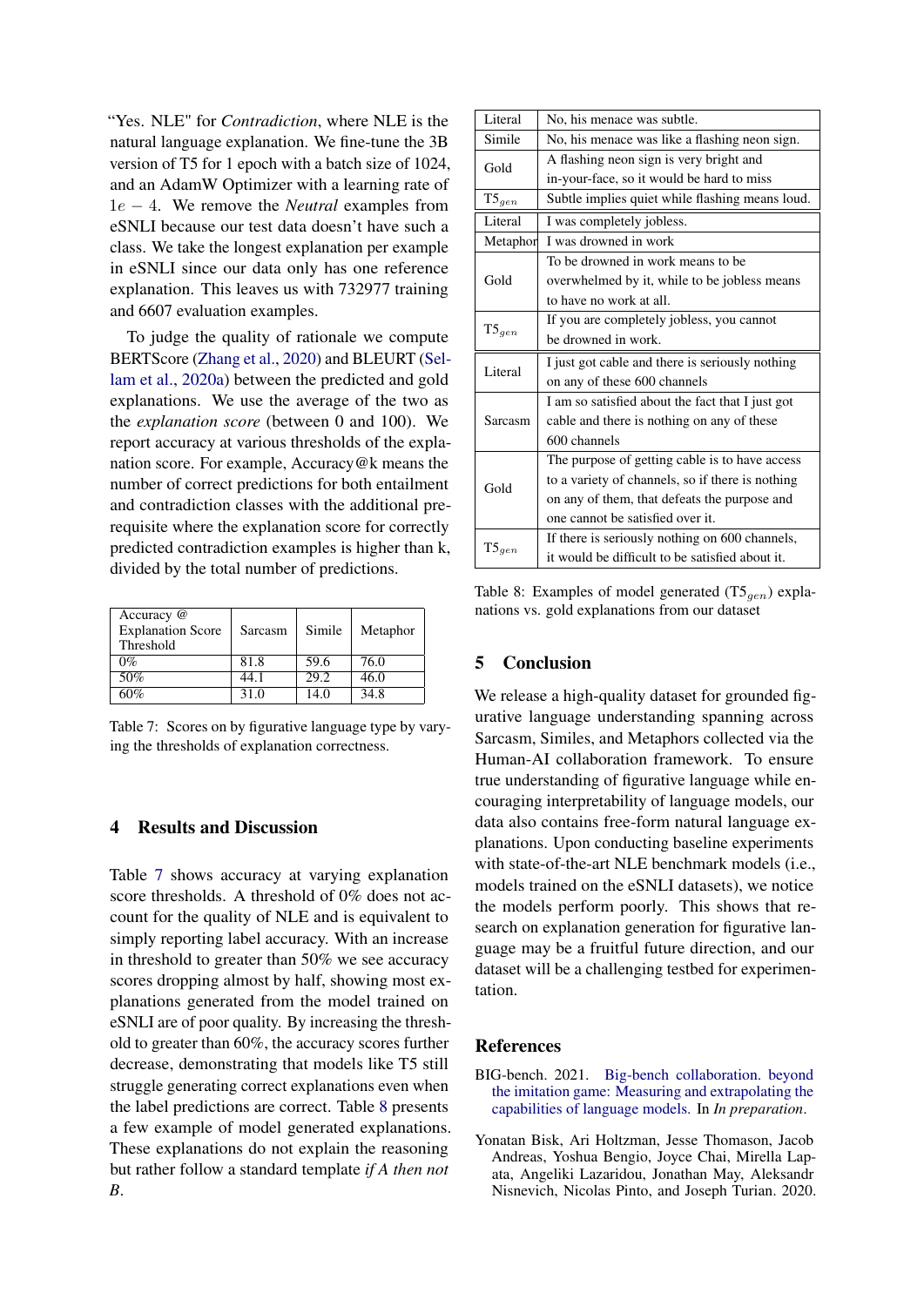"Yes. NLE" for *Contradiction*, where NLE is the natural language explanation. We fine-tune the 3B version of T5 for 1 epoch with a batch size of 1024, and an AdamW Optimizer with a learning rate of $1e-4$. We remove the *Neutral* examples from eSNLI because our test data doesn't have such a class. We take the longest explanation per example in eSNLI since our data only has one reference explanation. This leaves us with 732977 training and 6607 evaluation examples.

To judge the quality of rationale we compute BERTScore (Zhang et al., 2020) and BLEURT (Sellam et al., 2020a) between the predicted and gold explanations. We use the average of the two as the *explanation score* (between 0 and 100). We report accuracy at various thresholds of the explanation score. For example, Accuracy@k means the number of correct predictions for both entailment and contradiction classes with the additional prerequisite where the explanation score for correctly predicted contradiction examples is higher than k, divided by the total number of predictions.

| Accuracy @ Explanation Score Threshold | Sarcasm | Simile | Metaphor |
|---|---|---|---|
| 0% | 81.8 | 59.6 | 76.0 |
| 50% | 44.1 | 29.2 | 46.0 |
| 60% | 31.0 | 14.0 | 34.8 |

Table 7: Scores on by figurative language type by varying the thresholds of explanation correctness.

## 4 Results and Discussion

Table 7 shows accuracy at varying explanation score thresholds. A threshold of 0% does not account for the quality of NLE and is equivalent to simply reporting label accuracy. With an increase in threshold to greater than 50% we see accuracy scores dropping almost by half, showing most explanations generated from the model trained on eSNLI are of poor quality. By increasing the threshold to greater than 60%, the accuracy scores further decrease, demonstrating that models like T5 still struggle generating correct explanations even when the label predictions are correct. Table 8 presents a few example of model generated explanations. These explanations do not explain the reasoning but rather follow a standard template *if A then not B*.

| | |
|---|---|
| Literal | No, his menace was subtle. |
| Simile | No, his menace was like a flashing neon sign. |
| Gold | A flashing neon sign is very bright and in-your-face, so it would be hard to miss |
| $T5_{gen}$ | Subtle implies quiet while flashing means loud. |
| Literal | I was completely jobless. |
| Metaphor | I was drowned in work |
| Gold | To be drowned in work means to be overwhelmed by it, while to be jobless means to have no work at all. |
| $T5_{gen}$ | If you are completely jobless, you cannot be drowned in work. |
| Literal | I just got cable and there is seriously nothing on any of these 600 channels |
| Sarcasm | I am so satisfied about the fact that I just got cable and there is nothing on any of these 600 channels |
| Gold | The purpose of getting cable is to have access to a variety of channels, so if there is nothing on any of them, that defeats the purpose and one cannot be satisfied over it. |
| $T5_{gen}$ | If there is seriously nothing on 600 channels, it would be difficult to be satisfied about it. |

Table 8: Examples of model generated ($T5_{gen}$) explanations vs. gold explanations from our dataset

## 5 Conclusion

We release a high-quality dataset for grounded figurative language understanding spanning across Sarcasm, Similes, and Metaphors collected via the Human-AI collaboration framework. To ensure true understanding of figurative language while encouraging interpretability of language models, our data also contains free-form natural language explanations. Upon conducting baseline experiments with state-of-the-art NLE benchmark models (i.e., models trained on the eSNLI datasets), we notice the models perform poorly. This shows that research on explanation generation for figurative language may be a fruitful future direction, and our dataset will be a challenging testbed for experimentation.

## References

BIG-bench. 2021. Big-bench collaboration. beyond the imitation game: Measuring and extrapolating the capabilities of language models. In *In preparation*.

Yonatan Bisk, Ari Holtzman, Jesse Thomason, Jacob Andreas, Yoshua Bengio, Joyce Chai, Mirella Lapata, Angeliki Lazaridou, Jonathan May, Aleksandr Nisnevich, Nicolas Pinto, and Joseph Turian. 2020.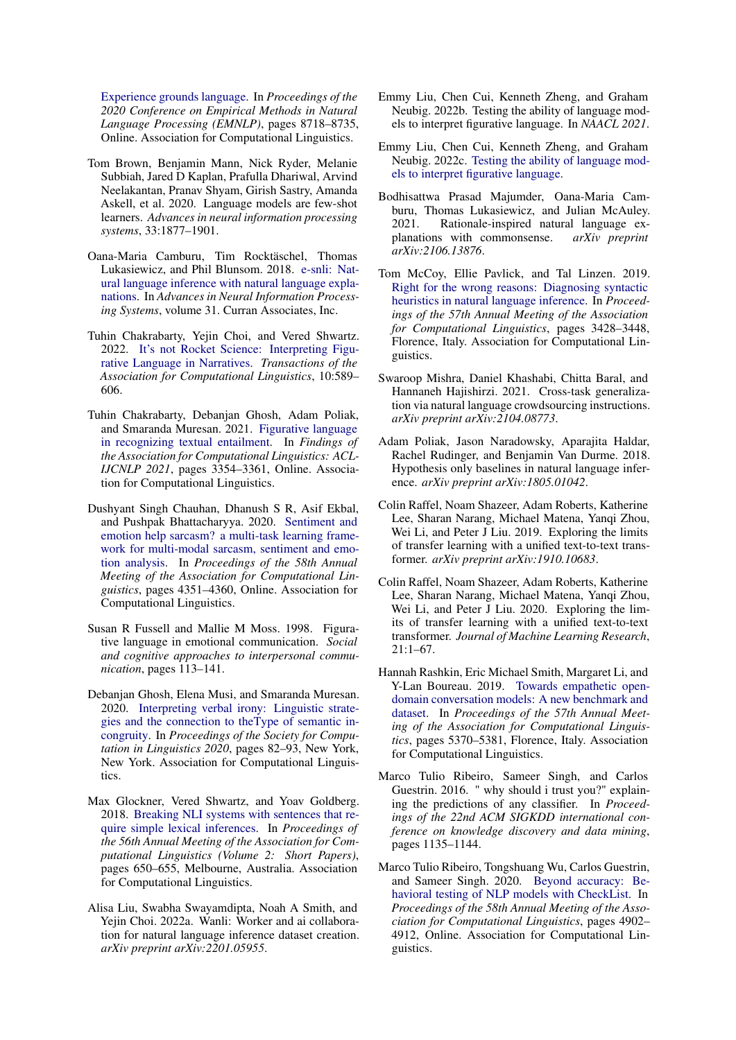Experience grounds language. In *Proceedings of the 2020 Conference on Empirical Methods in Natural Language Processing (EMNLP)*, pages 8718–8735, Online. Association for Computational Linguistics.

Tom Brown, Benjamin Mann, Nick Ryder, Melanie Subbiah, Jared D Kaplan, Prafulla Dhariwal, Arvind Neelakantan, Pranav Shyam, Girish Sastry, Amanda Askell, et al. 2020. Language models are few-shot learners. *Advances in neural information processing systems*, 33:1877–1901.

Oana-Maria Camburu, Tim Rocktäschel, Thomas Lukasiewicz, and Phil Blunsom. 2018. e-snli: Natural language inference with natural language explanations. In *Advances in Neural Information Processing Systems*, volume 31. Curran Associates, Inc.

Tuhin Chakrabarty, Yejin Choi, and Vered Shwartz. 2022. It's not Rocket Science: Interpreting Figurative Language in Narratives. *Transactions of the Association for Computational Linguistics*, 10:589–606.

Tuhin Chakrabarty, Debanjan Ghosh, Adam Poliak, and Smaranda Muresan. 2021. Figurative language in recognizing textual entailment. In *Findings of the Association for Computational Linguistics: ACL-IJCNLP 2021*, pages 3354–3361, Online. Association for Computational Linguistics.

Dushyant Singh Chauhan, Dhanush S R, Asif Ekbal, and Pushpak Bhattacharyya. 2020. Sentiment and emotion help sarcasm? a multi-task learning framework for multi-modal sarcasm, sentiment and emotion analysis. In *Proceedings of the 58th Annual Meeting of the Association for Computational Linguistics*, pages 4351–4360, Online. Association for Computational Linguistics.

Susan R Fussell and Mallie M Moss. 1998. Figurative language in emotional communication. *Social and cognitive approaches to interpersonal communication*, pages 113–141.

Debanjan Ghosh, Elena Musi, and Smaranda Muresan. 2020. Interpreting verbal irony: Linguistic strategies and the connection to theType of semantic incongruity. In *Proceedings of the Society for Computation in Linguistics 2020*, pages 82–93, New York, New York. Association for Computational Linguistics.

Max Glockner, Vered Shwartz, and Yoav Goldberg. 2018. Breaking NLI systems with sentences that require simple lexical inferences. In *Proceedings of the 56th Annual Meeting of the Association for Computational Linguistics (Volume 2: Short Papers)*, pages 650–655, Melbourne, Australia. Association for Computational Linguistics.

Alisa Liu, Swabha Swayamdipta, Noah A Smith, and Yejin Choi. 2022a. Wanli: Worker and ai collaboration for natural language inference dataset creation. *arXiv preprint arXiv:2201.05955*.

Emmy Liu, Chen Cui, Kenneth Zheng, and Graham Neubig. 2022b. Testing the ability of language models to interpret figurative language. In *NAACL 2021*.

Emmy Liu, Chen Cui, Kenneth Zheng, and Graham Neubig. 2022c. Testing the ability of language models to interpret figurative language.

Bodhisattwa Prasad Majumder, Oana-Maria Camburu, Thomas Lukasiewicz, and Julian McAuley. 2021. Rationale-inspired natural language explanations with commonsense. *arXiv preprint arXiv:2106.13876*.

Tom McCoy, Ellie Pavlick, and Tal Linzen. 2019. Right for the wrong reasons: Diagnosing syntactic heuristics in natural language inference. In *Proceedings of the 57th Annual Meeting of the Association for Computational Linguistics*, pages 3428–3448, Florence, Italy. Association for Computational Linguistics.

Swaroop Mishra, Daniel Khashabi, Chitta Baral, and Hannaneh Hajishirzi. 2021. Cross-task generalization via natural language crowdsourcing instructions. *arXiv preprint arXiv:2104.08773*.

Adam Poliak, Jason Naradowsky, Aparajita Haldar, Rachel Rudinger, and Benjamin Van Durme. 2018. Hypothesis only baselines in natural language inference. *arXiv preprint arXiv:1805.01042*.

Colin Raffel, Noam Shazeer, Adam Roberts, Katherine Lee, Sharan Narang, Michael Matena, Yanqi Zhou, Wei Li, and Peter J Liu. 2019. Exploring the limits of transfer learning with a unified text-to-text transformer. *arXiv preprint arXiv:1910.10683*.

Colin Raffel, Noam Shazeer, Adam Roberts, Katherine Lee, Sharan Narang, Michael Matena, Yanqi Zhou, Wei Li, and Peter J Liu. 2020. Exploring the limits of transfer learning with a unified text-to-text transformer. *Journal of Machine Learning Research*, 21:1–67.

Hannah Rashkin, Eric Michael Smith, Margaret Li, and Y-Lan Boureau. 2019. Towards empathetic open-domain conversation models: A new benchmark and dataset. In *Proceedings of the 57th Annual Meeting of the Association for Computational Linguistics*, pages 5370–5381, Florence, Italy. Association for Computational Linguistics.

Marco Tulio Ribeiro, Sameer Singh, and Carlos Guestrin. 2016. " why should i trust you?" explaining the predictions of any classifier. In *Proceedings of the 22nd ACM SIGKDD international conference on knowledge discovery and data mining*, pages 1135–1144.

Marco Tulio Ribeiro, Tongshuang Wu, Carlos Guestrin, and Sameer Singh. 2020. Beyond accuracy: Behavioral testing of NLP models with CheckList. In *Proceedings of the 58th Annual Meeting of the Association for Computational Linguistics*, pages 4902–4912, Online. Association for Computational Linguistics.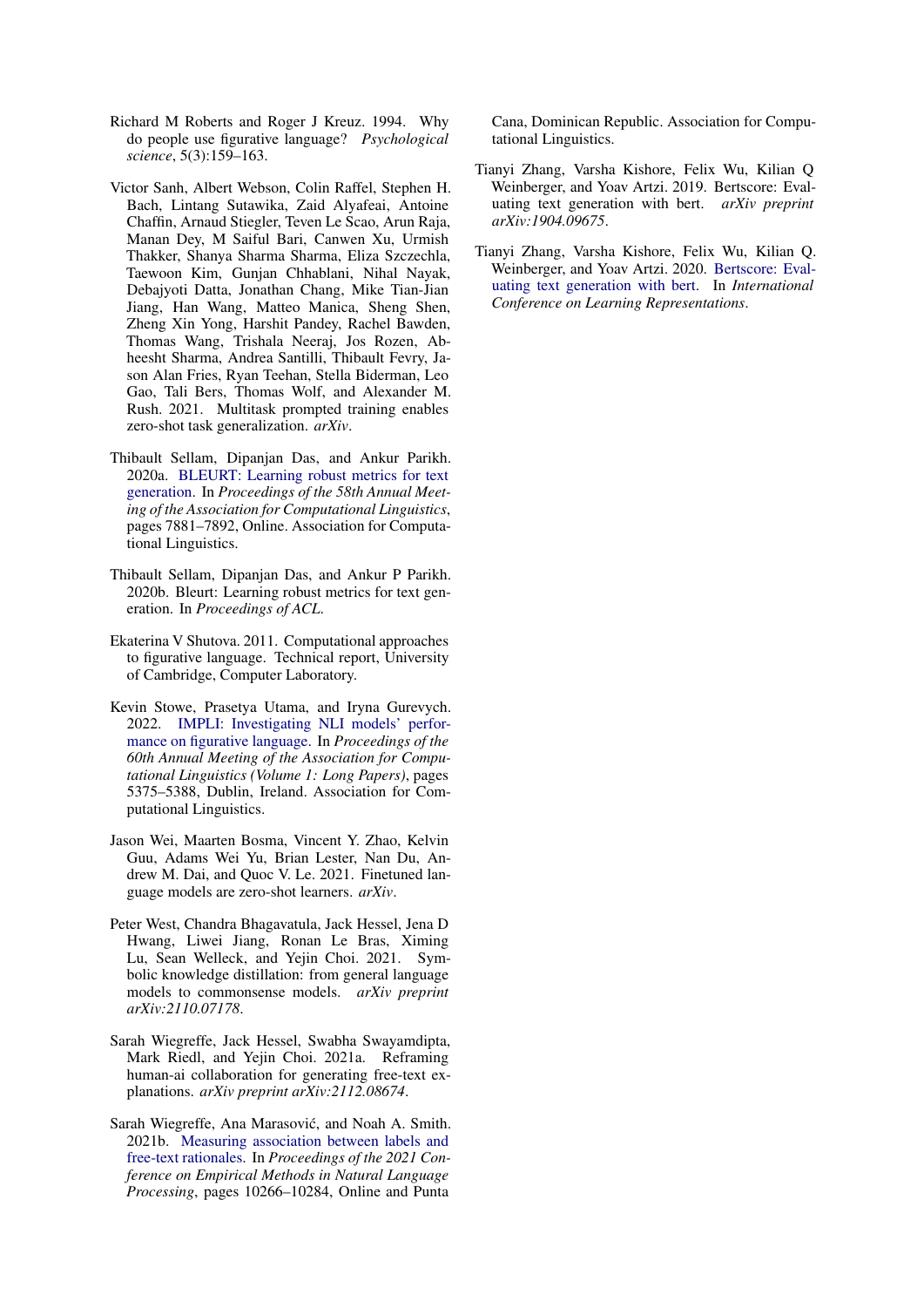Richard M Roberts and Roger J Kreuz. 1994. Why do people use figurative language? *Psychological science*, 5(3):159–163.

Victor Sanh, Albert Webson, Colin Raffel, Stephen H. Bach, Lintang Sutawika, Zaid Alyafeai, Antoine Chaffin, Arnaud Stiegler, Teven Le Scao, Arun Raja, Manan Dey, M Saiful Bari, Canwen Xu, Urmish Thakker, Shanya Sharma Sharma, Eliza Szczechla, Taewoon Kim, Gunjan Chhablani, Nihal Nayak, Debajyoti Datta, Jonathan Chang, Mike Tian-Jian Jiang, Han Wang, Matteo Manica, Sheng Shen, Zheng Xin Yong, Harshit Pandey, Rachel Bawden, Thomas Wang, Trishala Neeraj, Jos Rozen, Abheesht Sharma, Andrea Santilli, Thibault Fevry, Jason Alan Fries, Ryan Teehan, Stella Biderman, Leo Gao, Tali Bers, Thomas Wolf, and Alexander M. Rush. 2021. Multitask prompted training enables zero-shot task generalization. *arXiv*.

Thibault Sellam, Dipanjan Das, and Ankur Parikh. 2020a. BLEURT: Learning robust metrics for text generation. In *Proceedings of the 58th Annual Meeting of the Association for Computational Linguistics*, pages 7881–7892, Online. Association for Computational Linguistics.

Thibault Sellam, Dipanjan Das, and Ankur P Parikh. 2020b. Bleurt: Learning robust metrics for text generation. In *Proceedings of ACL*.

Ekaterina V Shutova. 2011. Computational approaches to figurative language. Technical report, University of Cambridge, Computer Laboratory.

Kevin Stowe, Prasetya Utama, and Iryna Gurevych. 2022. IMPLI: Investigating NLI models' performance on figurative language. In *Proceedings of the 60th Annual Meeting of the Association for Computational Linguistics (Volume 1: Long Papers)*, pages 5375–5388, Dublin, Ireland. Association for Computational Linguistics.

Jason Wei, Maarten Bosma, Vincent Y. Zhao, Kelvin Guu, Adams Wei Yu, Brian Lester, Nan Du, Andrew M. Dai, and Quoc V. Le. 2021. Finetuned language models are zero-shot learners. *arXiv*.

Peter West, Chandra Bhagavatula, Jack Hessel, Jena D Hwang, Liwei Jiang, Ronan Le Bras, Ximing Lu, Sean Welleck, and Yejin Choi. 2021. Symbolic knowledge distillation: from general language models to commonsense models. *arXiv preprint arXiv:2110.07178*.

Sarah Wiegreffe, Jack Hessel, Swabha Swayamdipta, Mark Riedl, and Yejin Choi. 2021a. Reframing human-ai collaboration for generating free-text explanations. *arXiv preprint arXiv:2112.08674*.

Sarah Wiegreffe, Ana Marasović, and Noah A. Smith. 2021b. Measuring association between labels and free-text rationales. In *Proceedings of the 2021 Conference on Empirical Methods in Natural Language Processing*, pages 10266–10284, Online and Punta Cana, Dominican Republic. Association for Computational Linguistics.

Tianyi Zhang, Varsha Kishore, Felix Wu, Kilian Q Weinberger, and Yoav Artzi. 2019. Bertscore: Evaluating text generation with bert. *arXiv preprint arXiv:1904.09675*.

Tianyi Zhang, Varsha Kishore, Felix Wu, Kilian Q. Weinberger, and Yoav Artzi. 2020. Bertscore: Evaluating text generation with bert. In *International Conference on Learning Representations*.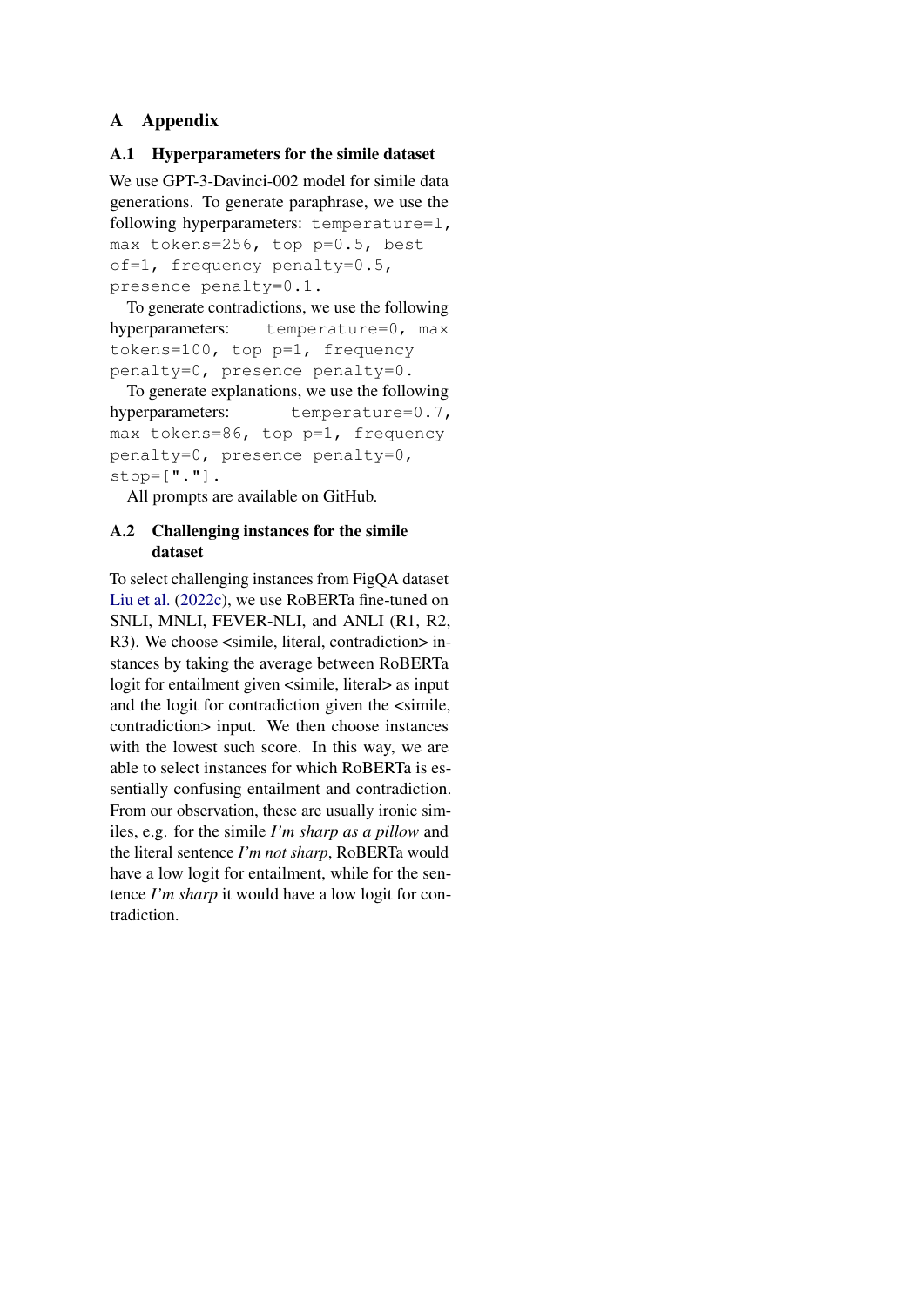# A Appendix

## A.1 Hyperparameters for the simile dataset

We use GPT-3-Davinci-002 model for simile data generations. To generate paraphrase, we use the following hyperparameters: `temperature=1, max tokens=256, top p=0.5, best of=1, frequency penalty=0.5, presence penalty=0.1`.

To generate contradictions, we use the following hyperparameters: `temperature=0, max tokens=100, top p=1, frequency penalty=0, presence penalty=0`.

To generate explanations, we use the following hyperparameters: `temperature=0.7, max tokens=86, top p=1, frequency penalty=0, presence penalty=0, stop=["."]`.

All prompts are available on GitHub.

## A.2 Challenging instances for the simile dataset

To select challenging instances from FigQA dataset Liu et al. (2022c), we use RoBERTa fine-tuned on SNLI, MNLI, FEVER-NLI, and ANLI (R1, R2, R3). We choose <simile, literal, contradiction> instances by taking the average between RoBERTa logit for entailment given <simile, literal> as input and the logit for contradiction given the <simile, contradiction> input. We then choose instances with the lowest such score. In this way, we are able to select instances for which RoBERTa is essentially confusing entailment and contradiction. From our observation, these are usually ironic similes, e.g. for the simile *I'm sharp as a pillow* and the literal sentence *I'm not sharp*, RoBERTa would have a low logit for entailment, while for the sentence *I'm sharp* it would have a low logit for contradiction.